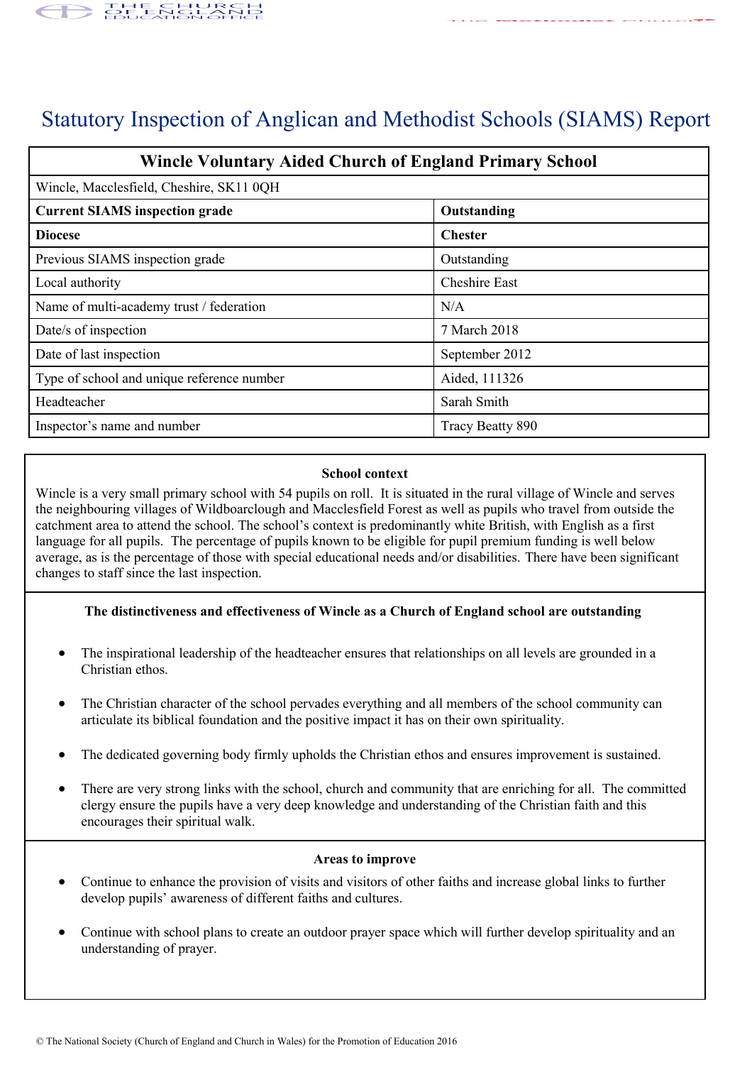# Statutory Inspection of Anglican and Methodist Schools (SIAMS) Report

| Wincle Voluntary Aided Church of England Primary School | |
|---|---|
| Wincle, Macclesfield, Cheshire, SK11 0QH | |
| **Current SIAMS inspection grade** | **Outstanding** |
| **Diocese** | **Chester** |
| Previous SIAMS inspection grade | Outstanding |
| Local authority | Cheshire East |
| Name of multi-academy trust / federation | N/A |
| Date/s of inspection | 7 March 2018 |
| Date of last inspection | September 2012 |
| Type of school and unique reference number | Aided, 111326 |
| Headteacher | Sarah Smith |
| Inspector's name and number | Tracy Beatty 890 |

### School context

Wincle is a very small primary school with 54 pupils on roll. It is situated in the rural village of Wincle and serves the neighbouring villages of Wildboarclough and Macclesfield Forest as well as pupils who travel from outside the catchment area to attend the school. The school's context is predominantly white British, with English as a first language for all pupils. The percentage of pupils known to be eligible for pupil premium funding is well below average, as is the percentage of those with special educational needs and/or disabilities. There have been significant changes to staff since the last inspection.

### The distinctiveness and effectiveness of Wincle as a Church of England school are outstanding

- The inspirational leadership of the headteacher ensures that relationships on all levels are grounded in a Christian ethos.
- The Christian character of the school pervades everything and all members of the school community can articulate its biblical foundation and the positive impact it has on their own spirituality.
- The dedicated governing body firmly upholds the Christian ethos and ensures improvement is sustained.
- There are very strong links with the school, church and community that are enriching for all. The committed clergy ensure the pupils have a very deep knowledge and understanding of the Christian faith and this encourages their spiritual walk.

### Areas to improve

- Continue to enhance the provision of visits and visitors of other faiths and increase global links to further develop pupils' awareness of different faiths and cultures.
- Continue with school plans to create an outdoor prayer space which will further develop spirituality and an understanding of prayer.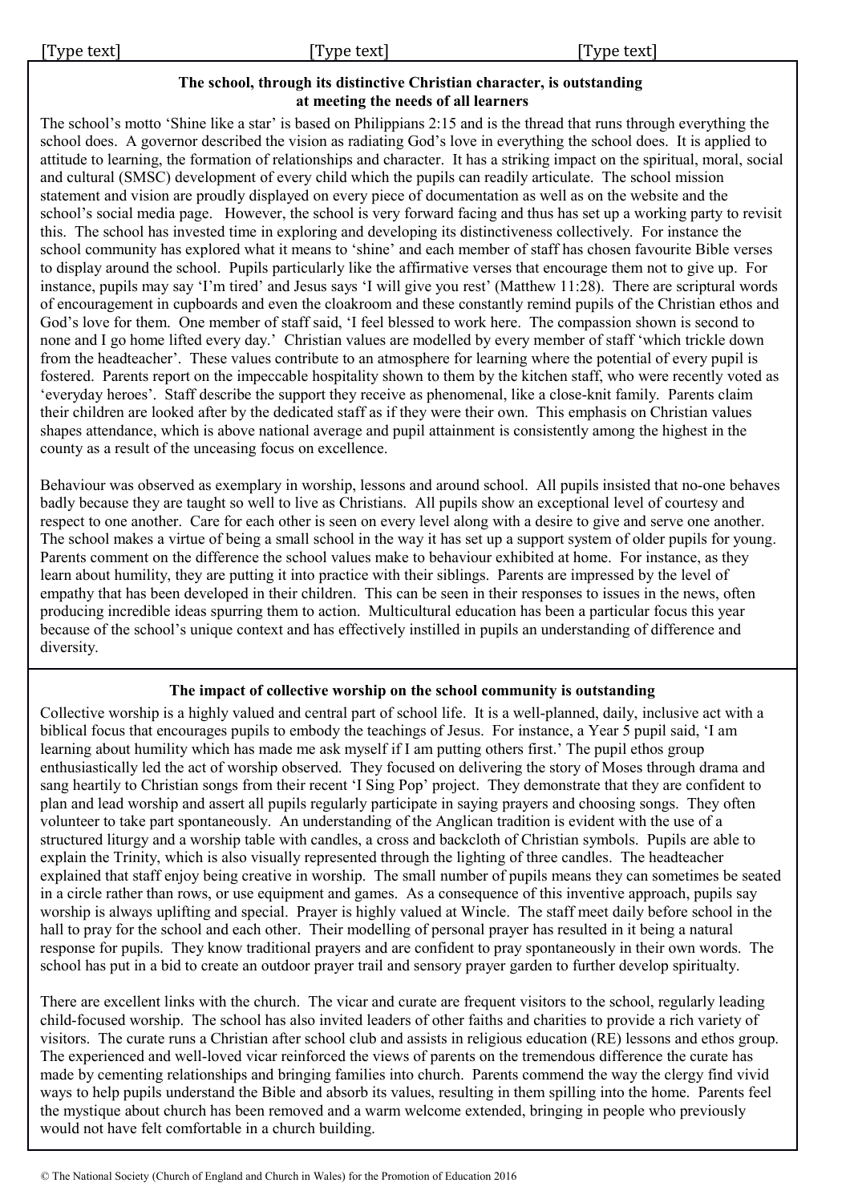**The school, through its distinctive Christian character, is outstanding at meeting the needs of all learners**

The school's motto 'Shine like a star' is based on Philippians 2:15 and is the thread that runs through everything the school does. A governor described the vision as radiating God's love in everything the school does. It is applied to attitude to learning, the formation of relationships and character. It has a striking impact on the spiritual, moral, social and cultural (SMSC) development of every child which the pupils can readily articulate. The school mission statement and vision are proudly displayed on every piece of documentation as well as on the website and the school's social media page. However, the school is very forward facing and thus has set up a working party to revisit this. The school has invested time in exploring and developing its distinctiveness collectively. For instance the school community has explored what it means to 'shine' and each member of staff has chosen favourite Bible verses to display around the school. Pupils particularly like the affirmative verses that encourage them not to give up. For instance, pupils may say 'I'm tired' and Jesus says 'I will give you rest' (Matthew 11:28). There are scriptural words of encouragement in cupboards and even the cloakroom and these constantly remind pupils of the Christian ethos and God's love for them. One member of staff said, 'I feel blessed to work here. The compassion shown is second to none and I go home lifted every day.' Christian values are modelled by every member of staff 'which trickle down from the headteacher'. These values contribute to an atmosphere for learning where the potential of every pupil is fostered. Parents report on the impeccable hospitality shown to them by the kitchen staff, who were recently voted as 'everyday heroes'. Staff describe the support they receive as phenomenal, like a close-knit family. Parents claim their children are looked after by the dedicated staff as if they were their own. This emphasis on Christian values shapes attendance, which is above national average and pupil attainment is consistently among the highest in the county as a result of the unceasing focus on excellence.

Behaviour was observed as exemplary in worship, lessons and around school. All pupils insisted that no-one behaves badly because they are taught so well to live as Christians. All pupils show an exceptional level of courtesy and respect to one another. Care for each other is seen on every level along with a desire to give and serve one another. The school makes a virtue of being a small school in the way it has set up a support system of older pupils for young. Parents comment on the difference the school values make to behaviour exhibited at home. For instance, as they learn about humility, they are putting it into practice with their siblings. Parents are impressed by the level of empathy that has been developed in their children. This can be seen in their responses to issues in the news, often producing incredible ideas spurring them to action. Multicultural education has been a particular focus this year because of the school's unique context and has effectively instilled in pupils an understanding of difference and diversity.

**The impact of collective worship on the school community is outstanding**

Collective worship is a highly valued and central part of school life. It is a well-planned, daily, inclusive act with a biblical focus that encourages pupils to embody the teachings of Jesus. For instance, a Year 5 pupil said, 'I am learning about humility which has made me ask myself if I am putting others first.' The pupil ethos group enthusiastically led the act of worship observed. They focused on delivering the story of Moses through drama and sang heartily to Christian songs from their recent 'I Sing Pop' project. They demonstrate that they are confident to plan and lead worship and assert all pupils regularly participate in saying prayers and choosing songs. They often volunteer to take part spontaneously. An understanding of the Anglican tradition is evident with the use of a structured liturgy and a worship table with candles, a cross and backcloth of Christian symbols. Pupils are able to explain the Trinity, which is also visually represented through the lighting of three candles. The headteacher explained that staff enjoy being creative in worship. The small number of pupils means they can sometimes be seated in a circle rather than rows, or use equipment and games. As a consequence of this inventive approach, pupils say worship is always uplifting and special. Prayer is highly valued at Wincle. The staff meet daily before school in the hall to pray for the school and each other. Their modelling of personal prayer has resulted in it being a natural response for pupils. They know traditional prayers and are confident to pray spontaneously in their own words. The school has put in a bid to create an outdoor prayer trail and sensory prayer garden to further develop spiritualty.

There are excellent links with the church. The vicar and curate are frequent visitors to the school, regularly leading child-focused worship. The school has also invited leaders of other faiths and charities to provide a rich variety of visitors. The curate runs a Christian after school club and assists in religious education (RE) lessons and ethos group. The experienced and well-loved vicar reinforced the views of parents on the tremendous difference the curate has made by cementing relationships and bringing families into church. Parents commend the way the clergy find vivid ways to help pupils understand the Bible and absorb its values, resulting in them spilling into the home. Parents feel the mystique about church has been removed and a warm welcome extended, bringing in people who previously would not have felt comfortable in a church building.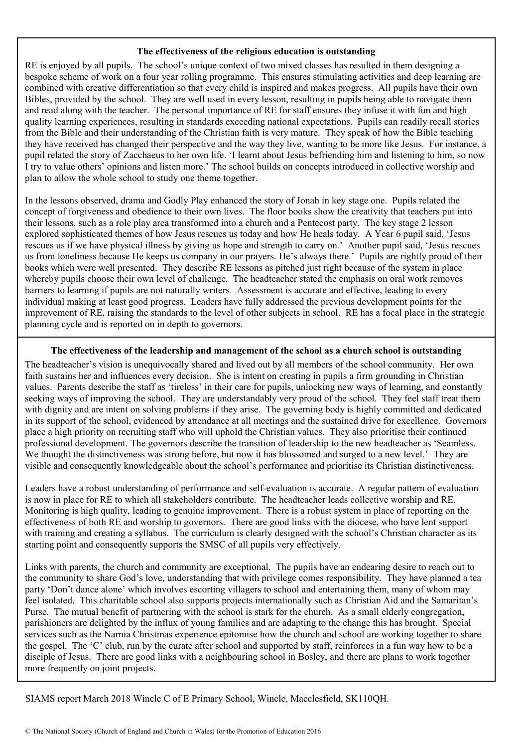**The effectiveness of the religious education is outstanding**

RE is enjoyed by all pupils. The school's unique context of two mixed classes has resulted in them designing a bespoke scheme of work on a four year rolling programme. This ensures stimulating activities and deep learning are combined with creative differentiation so that every child is inspired and makes progress. All pupils have their own Bibles, provided by the school. They are well used in every lesson, resulting in pupils being able to navigate them and read along with the teacher. The personal importance of RE for staff ensures they infuse it with fun and high quality learning experiences, resulting in standards exceeding national expectations. Pupils can readily recall stories from the Bible and their understanding of the Christian faith is very mature. They speak of how the Bible teaching they have received has changed their perspective and the way they live, wanting to be more like Jesus. For instance, a pupil related the story of Zacchaeus to her own life. 'I learnt about Jesus befriending him and listening to him, so now I try to value others' opinions and listen more.' The school builds on concepts introduced in collective worship and plan to allow the whole school to study one theme together.

In the lessons observed, drama and Godly Play enhanced the story of Jonah in key stage one. Pupils related the concept of forgiveness and obedience to their own lives. The floor books show the creativity that teachers put into their lessons, such as a role play area transformed into a church and a Pentecost party. The key stage 2 lesson explored sophisticated themes of how Jesus rescues us today and how He heals today. A Year 6 pupil said, 'Jesus rescues us if we have physical illness by giving us hope and strength to carry on.' Another pupil said, 'Jesus rescues us from loneliness because He keeps us company in our prayers. He's always there.' Pupils are rightly proud of their books which were well presented. They describe RE lessons as pitched just right because of the system in place whereby pupils choose their own level of challenge. The headteacher stated the emphasis on oral work removes barriers to learning if pupils are not naturally writers. Assessment is accurate and effective, leading to every individual making at least good progress. Leaders have fully addressed the previous development points for the improvement of RE, raising the standards to the level of other subjects in school. RE has a focal place in the strategic planning cycle and is reported on in depth to governors.

**The effectiveness of the leadership and management of the school as a church school is outstanding**

The headteacher's vision is unequivocally shared and lived out by all members of the school community. Her own faith sustains her and influences every decision. She is intent on creating in pupils a firm grounding in Christian values. Parents describe the staff as 'tireless' in their care for pupils, unlocking new ways of learning, and constantly seeking ways of improving the school. They are understandably very proud of the school. They feel staff treat them with dignity and are intent on solving problems if they arise. The governing body is highly committed and dedicated in its support of the school, evidenced by attendance at all meetings and the sustained drive for excellence. Governors place a high priority on recruiting staff who will uphold the Christian values. They also prioritise their continued professional development. The governors describe the transition of leadership to the new headteacher as 'Seamless. We thought the distinctiveness was strong before, but now it has blossomed and surged to a new level.' They are visible and consequently knowledgeable about the school's performance and prioritise its Christian distinctiveness.

Leaders have a robust understanding of performance and self-evaluation is accurate. A regular pattern of evaluation is now in place for RE to which all stakeholders contribute. The headteacher leads collective worship and RE. Monitoring is high quality, leading to genuine improvement. There is a robust system in place of reporting on the effectiveness of both RE and worship to governors. There are good links with the diocese, who have lent support with training and creating a syllabus. The curriculum is clearly designed with the school's Christian character as its starting point and consequently supports the SMSC of all pupils very effectively.

Links with parents, the church and community are exceptional. The pupils have an endearing desire to reach out to the community to share God's love, understanding that with privilege comes responsibility. They have planned a tea party 'Don't dance alone' which involves escorting villagers to school and entertaining them, many of whom may feel isolated. This charitable school also supports projects internationally such as Christian Aid and the Samaritan's Purse. The mutual benefit of partnering with the school is stark for the church. As a small elderly congregation, parishioners are delighted by the influx of young families and are adapting to the change this has brought. Special services such as the Narnia Christmas experience epitomise how the church and school are working together to share the gospel. The 'C' club, run by the curate after school and supported by staff, reinforces in a fun way how to be a disciple of Jesus. There are good links with a neighbouring school in Bosley, and there are plans to work together more frequently on joint projects.

SIAMS report March 2018 Wincle C of E Primary School, Wincle, Macclesfield, SK110QH.